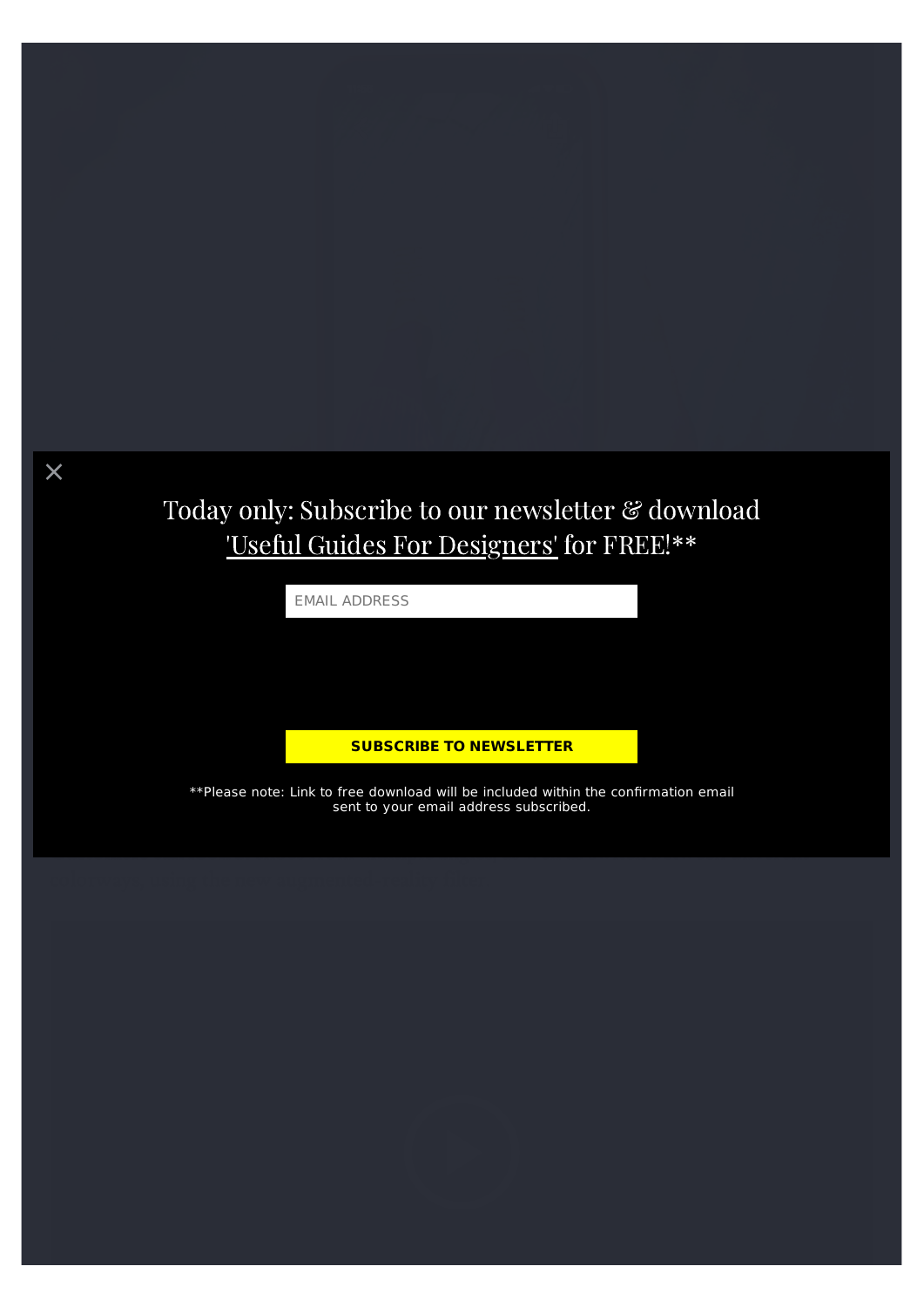Today only: Subscribe to our newsletter & download 'Useful Guides For Designers' for FREE!**

EMAIL ADDRESS

**SUBSCRIBE TO NEWSLETTER**

**Please note: Link to free download will be included within the confirmation email sent to your email address subscribed.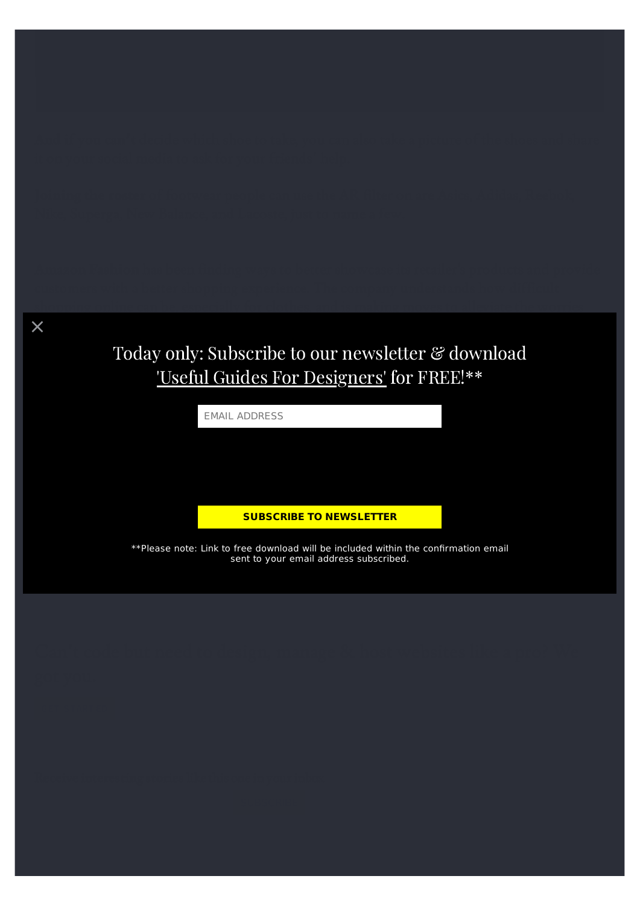×

Today only: Subscribe to our newsletter & download 'Useful Guides For Designers' for FREE!**

EMAIL ADDRESS

**SUBSCRIBE TO NEWSLETTER**

**Please note: Link to free download will be included within the confirmation email sent to your email address subscribed.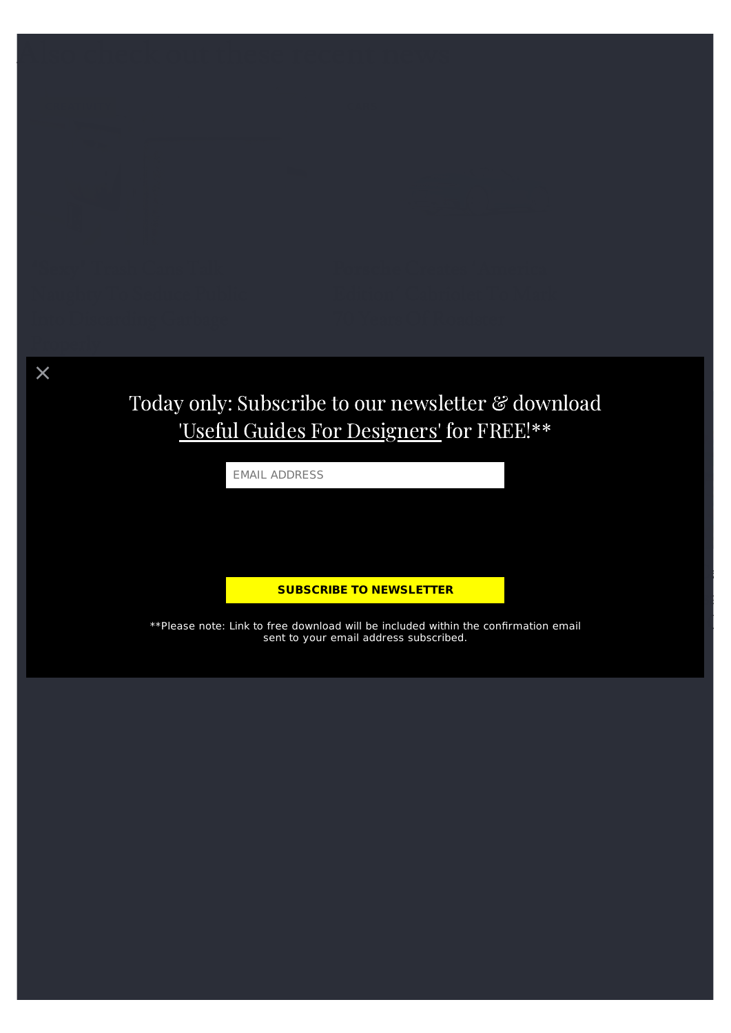Today only: Subscribe to our newsletter & download 'Useful Guides For Designers' for FREE!**

EMAIL ADDRESS

**SUBSCRIBE TO NEWSLETTER**

**Please note: Link to free download will be included within the confirmation email sent to your email address subscribed.